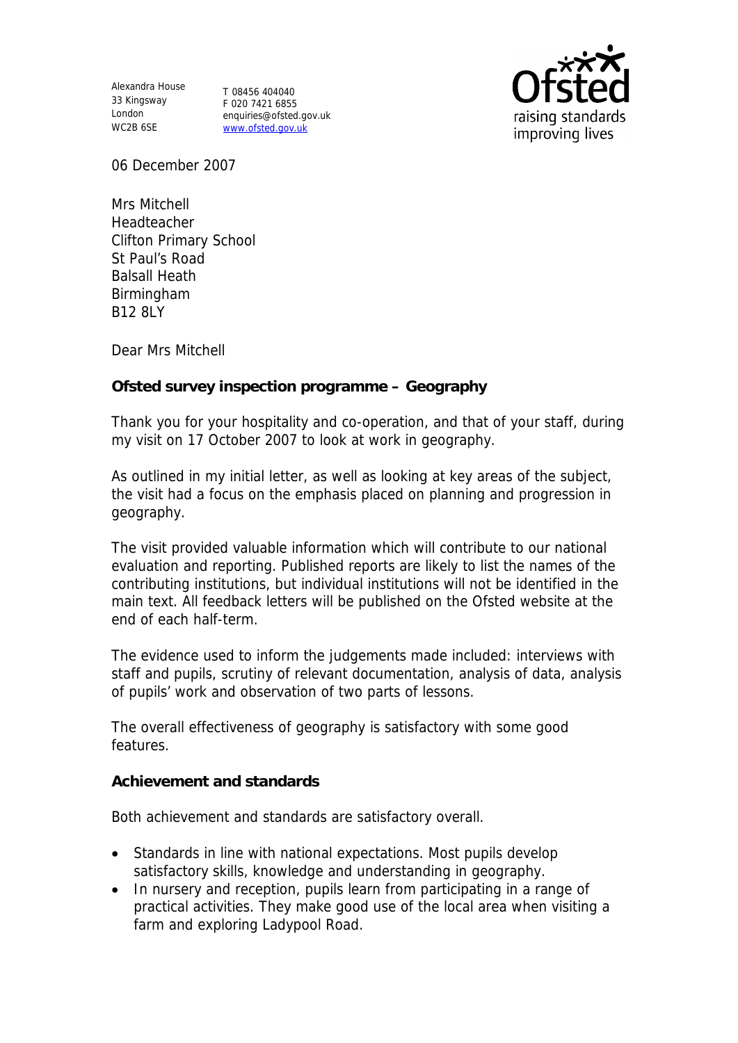Alexandra House
33 Kingsway
London
WC2B 6SE

T 08456 404040
F 020 7421 6855
enquiries@ofsted.gov.uk
www.ofsted.gov.uk

Ofsted raising standards improving lives

06 December 2007

Mrs Mitchell
Headteacher
Clifton Primary School
St Paul's Road
Balsall Heath
Birmingham
B12 8LY

Dear Mrs Mitchell

**Ofsted survey inspection programme – Geography**

Thank you for your hospitality and co-operation, and that of your staff, during my visit on 17 October 2007 to look at work in geography.

As outlined in my initial letter, as well as looking at key areas of the subject, the visit had a focus on the emphasis placed on planning and progression in geography.

The visit provided valuable information which will contribute to our national evaluation and reporting. Published reports are likely to list the names of the contributing institutions, but individual institutions will not be identified in the main text. All feedback letters will be published on the Ofsted website at the end of each half-term.

The evidence used to inform the judgements made included: interviews with staff and pupils, scrutiny of relevant documentation, analysis of data, analysis of pupils' work and observation of two parts of lessons.

The overall effectiveness of geography is satisfactory with some good features.

**Achievement and standards**

Both achievement and standards are satisfactory overall.

- Standards in line with national expectations. Most pupils develop satisfactory skills, knowledge and understanding in geography.
- In nursery and reception, pupils learn from participating in a range of practical activities. They make good use of the local area when visiting a farm and exploring Ladypool Road.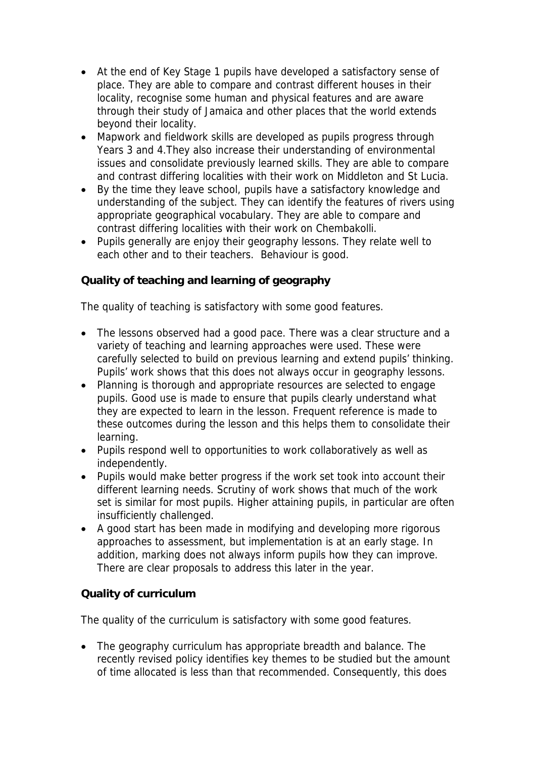- At the end of Key Stage 1 pupils have developed a satisfactory sense of place. They are able to compare and contrast different houses in their locality, recognise some human and physical features and are aware through their study of Jamaica and other places that the world extends beyond their locality.
- Mapwork and fieldwork skills are developed as pupils progress through Years 3 and 4.They also increase their understanding of environmental issues and consolidate previously learned skills. They are able to compare and contrast differing localities with their work on Middleton and St Lucia.
- By the time they leave school, pupils have a satisfactory knowledge and understanding of the subject. They can identify the features of rivers using appropriate geographical vocabulary. They are able to compare and contrast differing localities with their work on Chembakolli.
- Pupils generally are enjoy their geography lessons. They relate well to each other and to their teachers. Behaviour is good.

**Quality of teaching and learning of geography**

The quality of teaching is satisfactory with some good features.

- The lessons observed had a good pace. There was a clear structure and a variety of teaching and learning approaches were used. These were carefully selected to build on previous learning and extend pupils' thinking. Pupils' work shows that this does not always occur in geography lessons.
- Planning is thorough and appropriate resources are selected to engage pupils. Good use is made to ensure that pupils clearly understand what they are expected to learn in the lesson. Frequent reference is made to these outcomes during the lesson and this helps them to consolidate their learning.
- Pupils respond well to opportunities to work collaboratively as well as independently.
- Pupils would make better progress if the work set took into account their different learning needs. Scrutiny of work shows that much of the work set is similar for most pupils. Higher attaining pupils, in particular are often insufficiently challenged.
- A good start has been made in modifying and developing more rigorous approaches to assessment, but implementation is at an early stage. In addition, marking does not always inform pupils how they can improve. There are clear proposals to address this later in the year.

**Quality of curriculum**

The quality of the curriculum is satisfactory with some good features.

- The geography curriculum has appropriate breadth and balance. The recently revised policy identifies key themes to be studied but the amount of time allocated is less than that recommended. Consequently, this does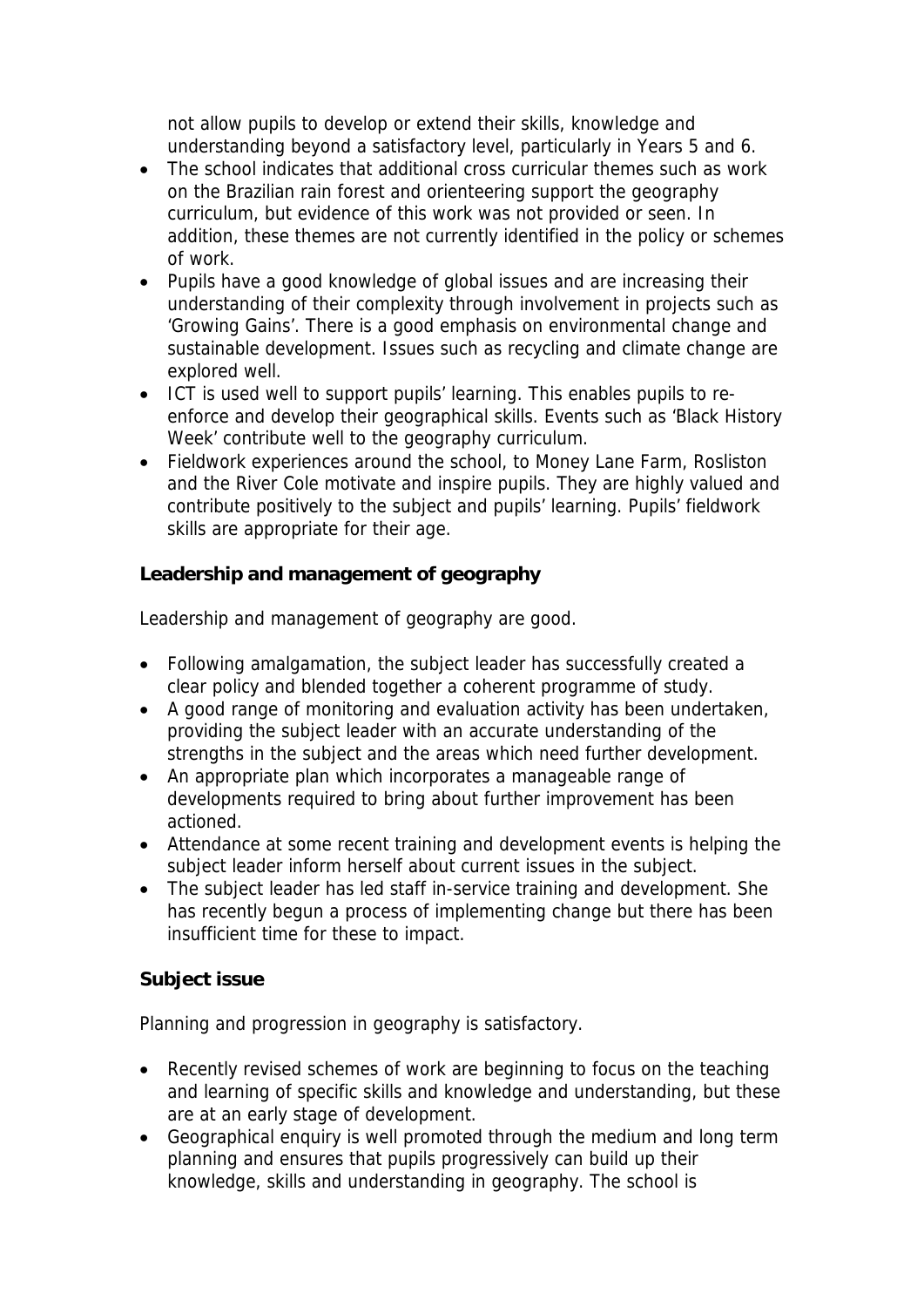not allow pupils to develop or extend their skills, knowledge and understanding beyond a satisfactory level, particularly in Years 5 and 6.

- The school indicates that additional cross curricular themes such as work on the Brazilian rain forest and orienteering support the geography curriculum, but evidence of this work was not provided or seen. In addition, these themes are not currently identified in the policy or schemes of work.
- Pupils have a good knowledge of global issues and are increasing their understanding of their complexity through involvement in projects such as 'Growing Gains'. There is a good emphasis on environmental change and sustainable development. Issues such as recycling and climate change are explored well.
- ICT is used well to support pupils' learning. This enables pupils to re-enforce and develop their geographical skills. Events such as 'Black History Week' contribute well to the geography curriculum.
- Fieldwork experiences around the school, to Money Lane Farm, Rosliston and the River Cole motivate and inspire pupils. They are highly valued and contribute positively to the subject and pupils' learning. Pupils' fieldwork skills are appropriate for their age.

**Leadership and management of geography**

Leadership and management of geography are good.

- Following amalgamation, the subject leader has successfully created a clear policy and blended together a coherent programme of study.
- A good range of monitoring and evaluation activity has been undertaken, providing the subject leader with an accurate understanding of the strengths in the subject and the areas which need further development.
- An appropriate plan which incorporates a manageable range of developments required to bring about further improvement has been actioned.
- Attendance at some recent training and development events is helping the subject leader inform herself about current issues in the subject.
- The subject leader has led staff in-service training and development. She has recently begun a process of implementing change but there has been insufficient time for these to impact.

**Subject issue**

Planning and progression in geography is satisfactory.

- Recently revised schemes of work are beginning to focus on the teaching and learning of specific skills and knowledge and understanding, but these are at an early stage of development.
- Geographical enquiry is well promoted through the medium and long term planning and ensures that pupils progressively can build up their knowledge, skills and understanding in geography. The school is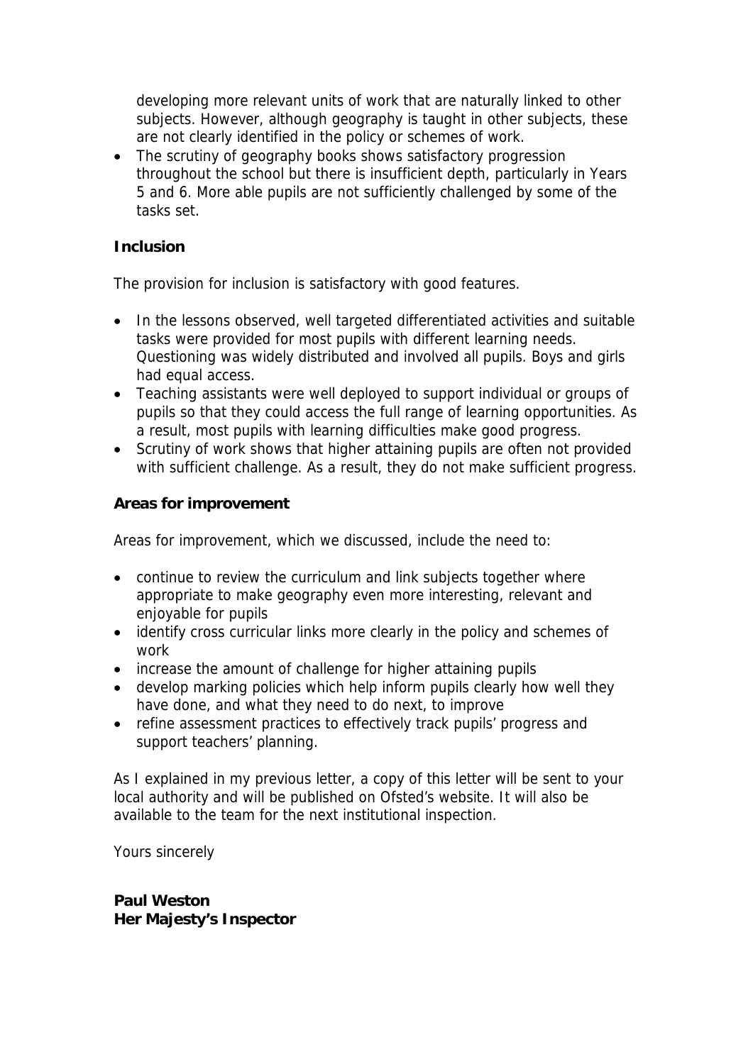developing more relevant units of work that are naturally linked to other subjects. However, although geography is taught in other subjects, these are not clearly identified in the policy or schemes of work.

- The scrutiny of geography books shows satisfactory progression throughout the school but there is insufficient depth, particularly in Years 5 and 6. More able pupils are not sufficiently challenged by some of the tasks set.

**Inclusion**

The provision for inclusion is satisfactory with good features.

- In the lessons observed, well targeted differentiated activities and suitable tasks were provided for most pupils with different learning needs. Questioning was widely distributed and involved all pupils. Boys and girls had equal access.
- Teaching assistants were well deployed to support individual or groups of pupils so that they could access the full range of learning opportunities. As a result, most pupils with learning difficulties make good progress.
- Scrutiny of work shows that higher attaining pupils are often not provided with sufficient challenge. As a result, they do not make sufficient progress.

**Areas for improvement**

Areas for improvement, which we discussed, include the need to:

- continue to review the curriculum and link subjects together where appropriate to make geography even more interesting, relevant and enjoyable for pupils
- identify cross curricular links more clearly in the policy and schemes of work
- increase the amount of challenge for higher attaining pupils
- develop marking policies which help inform pupils clearly how well they have done, and what they need to do next, to improve
- refine assessment practices to effectively track pupils' progress and support teachers' planning.

As I explained in my previous letter, a copy of this letter will be sent to your local authority and will be published on Ofsted's website. It will also be available to the team for the next institutional inspection.

Yours sincerely

**Paul Weston**
**Her Majesty's Inspector**